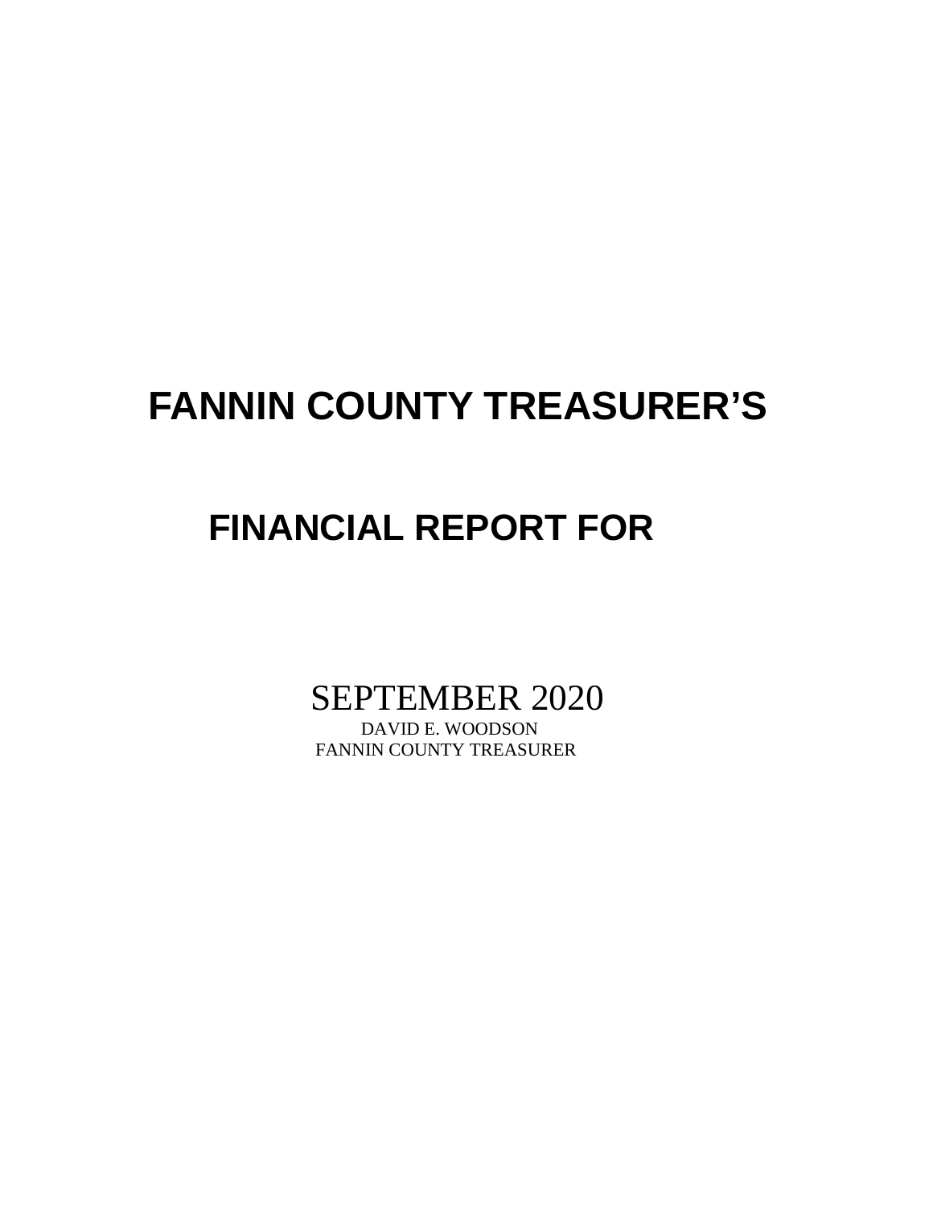# FANNIN COUNTY TREASURER'S

## FINANCIAL REPORT FOR

SEPTEMBER 2020

DAVID E. WOODSON

FANNIN COUNTY TREASURER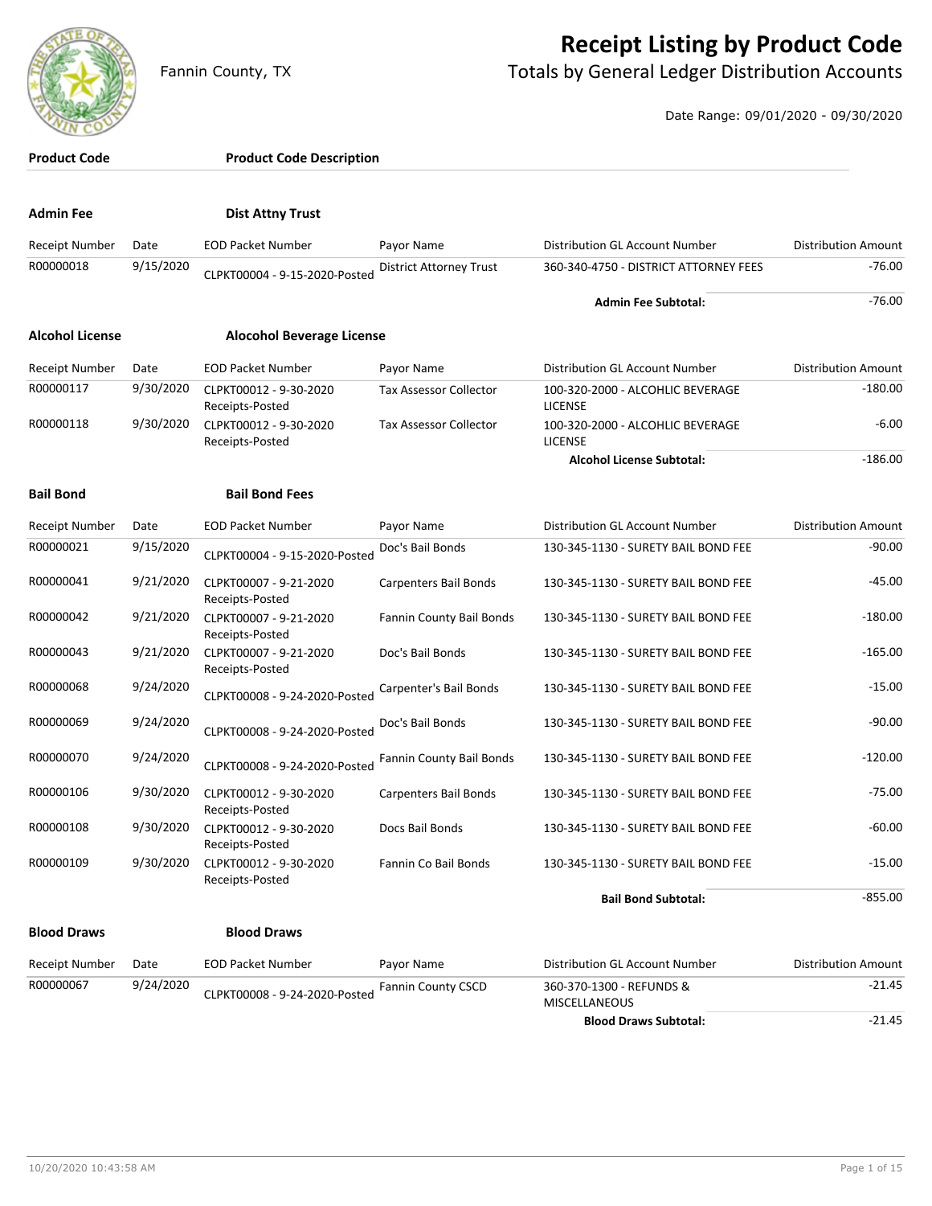Fannin County, TX

# Receipt Listing by Product Code

## Totals by General Ledger Distribution Accounts

Date Range: 09/01/2020 - 09/30/2020

| Product Code | Product Code Description |
|---|---|

### Admin Fee — Dist Attny Trust

| Receipt Number | Date | EOD Packet Number | Payor Name | Distribution GL Account Number | Distribution Amount |
|---|---|---|---|---|---|
| R00000018 | 9/15/2020 | CLPKT00004 - 9-15-2020-Posted | District Attorney Trust | 360-340-4750 - DISTRICT ATTORNEY FEES | -76.00 |
| | | | | **Admin Fee Subtotal:** | -76.00 |

### Alcohol License — Alocohol Beverage License

| Receipt Number | Date | EOD Packet Number | Payor Name | Distribution GL Account Number | Distribution Amount |
|---|---|---|---|---|---|
| R00000117 | 9/30/2020 | CLPKT00012 - 9-30-2020 Receipts-Posted | Tax Assessor Collector | 100-320-2000 - ALCOHLIC BEVERAGE LICENSE | -180.00 |
| R00000118 | 9/30/2020 | CLPKT00012 - 9-30-2020 Receipts-Posted | Tax Assessor Collector | 100-320-2000 - ALCOHLIC BEVERAGE LICENSE | -6.00 |
| | | | | **Alcohol License Subtotal:** | -186.00 |

### Bail Bond — Bail Bond Fees

| Receipt Number | Date | EOD Packet Number | Payor Name | Distribution GL Account Number | Distribution Amount |
|---|---|---|---|---|---|
| R00000021 | 9/15/2020 | CLPKT00004 - 9-15-2020-Posted | Doc's Bail Bonds | 130-345-1130 - SURETY BAIL BOND FEE | -90.00 |
| R00000041 | 9/21/2020 | CLPKT00007 - 9-21-2020 Receipts-Posted | Carpenters Bail Bonds | 130-345-1130 - SURETY BAIL BOND FEE | -45.00 |
| R00000042 | 9/21/2020 | CLPKT00007 - 9-21-2020 Receipts-Posted | Fannin County Bail Bonds | 130-345-1130 - SURETY BAIL BOND FEE | -180.00 |
| R00000043 | 9/21/2020 | CLPKT00007 - 9-21-2020 Receipts-Posted | Doc's Bail Bonds | 130-345-1130 - SURETY BAIL BOND FEE | -165.00 |
| R00000068 | 9/24/2020 | CLPKT00008 - 9-24-2020-Posted | Carpenter's Bail Bonds | 130-345-1130 - SURETY BAIL BOND FEE | -15.00 |
| R00000069 | 9/24/2020 | CLPKT00008 - 9-24-2020-Posted | Doc's Bail Bonds | 130-345-1130 - SURETY BAIL BOND FEE | -90.00 |
| R00000070 | 9/24/2020 | CLPKT00008 - 9-24-2020-Posted | Fannin County Bail Bonds | 130-345-1130 - SURETY BAIL BOND FEE | -120.00 |
| R00000106 | 9/30/2020 | CLPKT00012 - 9-30-2020 Receipts-Posted | Carpenters Bail Bonds | 130-345-1130 - SURETY BAIL BOND FEE | -75.00 |
| R00000108 | 9/30/2020 | CLPKT00012 - 9-30-2020 Receipts-Posted | Docs Bail Bonds | 130-345-1130 - SURETY BAIL BOND FEE | -60.00 |
| R00000109 | 9/30/2020 | CLPKT00012 - 9-30-2020 Receipts-Posted | Fannin Co Bail Bonds | 130-345-1130 - SURETY BAIL BOND FEE | -15.00 |
| | | | | **Bail Bond Subtotal:** | -855.00 |

### Blood Draws — Blood Draws

| Receipt Number | Date | EOD Packet Number | Payor Name | Distribution GL Account Number | Distribution Amount |
|---|---|---|---|---|---|
| R00000067 | 9/24/2020 | CLPKT00008 - 9-24-2020-Posted | Fannin County CSCD | 360-370-1300 - REFUNDS & MISCELLANEOUS | -21.45 |
| | | | | **Blood Draws Subtotal:** | -21.45 |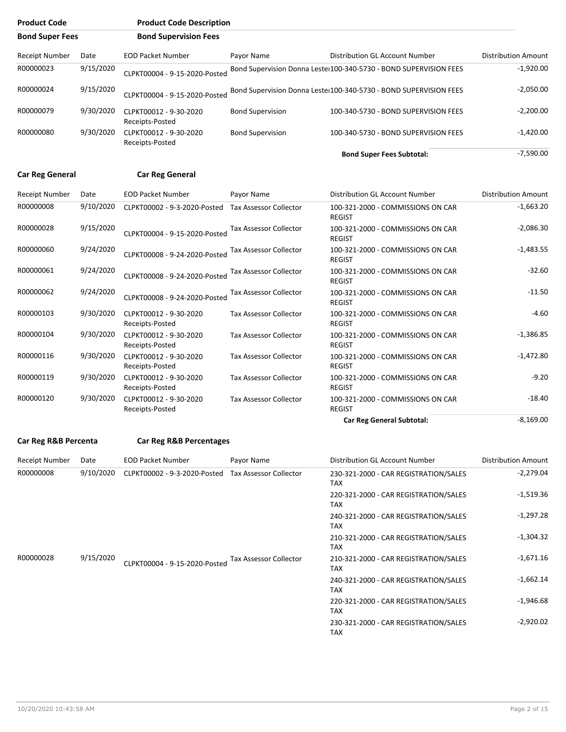| Product Code | Product Code Description |
|---|---|
| **Bond Super Fees** | **Bond Supervision Fees** |

| Receipt Number | Date | EOD Packet Number | Payor Name | Distribution GL Account Number | Distribution Amount |
|---|---|---|---|---|---|
| R00000023 | 9/15/2020 | CLPKT00004 - 9-15-2020-Posted | Bond Supervision Donna Lester | 100-340-5730 - BOND SUPERVISION FEES | -1,920.00 |
| R00000024 | 9/15/2020 | CLPKT00004 - 9-15-2020-Posted | Bond Supervision Donna Lester | 100-340-5730 - BOND SUPERVISION FEES | -2,050.00 |
| R00000079 | 9/30/2020 | CLPKT00012 - 9-30-2020 Receipts-Posted | Bond Supervision | 100-340-5730 - BOND SUPERVISION FEES | -2,200.00 |
| R00000080 | 9/30/2020 | CLPKT00012 - 9-30-2020 Receipts-Posted | Bond Supervision | 100-340-5730 - BOND SUPERVISION FEES | -1,420.00 |
| | | | | **Bond Super Fees Subtotal:** | -7,590.00 |

| Product Code | Product Code Description |
|---|---|
| **Car Reg General** | **Car Reg General** |

| Receipt Number | Date | EOD Packet Number | Payor Name | Distribution GL Account Number | Distribution Amount |
|---|---|---|---|---|---|
| R00000008 | 9/10/2020 | CLPKT00002 - 9-3-2020-Posted | Tax Assessor Collector | 100-321-2000 - COMMISSIONS ON CAR REGIST | -1,663.20 |
| R00000028 | 9/15/2020 | CLPKT00004 - 9-15-2020-Posted | Tax Assessor Collector | 100-321-2000 - COMMISSIONS ON CAR REGIST | -2,086.30 |
| R00000060 | 9/24/2020 | CLPKT00008 - 9-24-2020-Posted | Tax Assessor Collector | 100-321-2000 - COMMISSIONS ON CAR REGIST | -1,483.55 |
| R00000061 | 9/24/2020 | CLPKT00008 - 9-24-2020-Posted | Tax Assessor Collector | 100-321-2000 - COMMISSIONS ON CAR REGIST | -32.60 |
| R00000062 | 9/24/2020 | CLPKT00008 - 9-24-2020-Posted | Tax Assessor Collector | 100-321-2000 - COMMISSIONS ON CAR REGIST | -11.50 |
| R00000103 | 9/30/2020 | CLPKT00012 - 9-30-2020 Receipts-Posted | Tax Assessor Collector | 100-321-2000 - COMMISSIONS ON CAR REGIST | -4.60 |
| R00000104 | 9/30/2020 | CLPKT00012 - 9-30-2020 Receipts-Posted | Tax Assessor Collector | 100-321-2000 - COMMISSIONS ON CAR REGIST | -1,386.85 |
| R00000116 | 9/30/2020 | CLPKT00012 - 9-30-2020 Receipts-Posted | Tax Assessor Collector | 100-321-2000 - COMMISSIONS ON CAR REGIST | -1,472.80 |
| R00000119 | 9/30/2020 | CLPKT00012 - 9-30-2020 Receipts-Posted | Tax Assessor Collector | 100-321-2000 - COMMISSIONS ON CAR REGIST | -9.20 |
| R00000120 | 9/30/2020 | CLPKT00012 - 9-30-2020 Receipts-Posted | Tax Assessor Collector | 100-321-2000 - COMMISSIONS ON CAR REGIST | -18.40 |
| | | | | **Car Reg General Subtotal:** | -8,169.00 |

| Product Code | Product Code Description |
|---|---|
| **Car Reg R&B Percenta** | **Car Reg R&B Percentages** |

| Receipt Number | Date | EOD Packet Number | Payor Name | Distribution GL Account Number | Distribution Amount |
|---|---|---|---|---|---|
| R00000008 | 9/10/2020 | CLPKT00002 - 9-3-2020-Posted | Tax Assessor Collector | 230-321-2000 - CAR REGISTRATION/SALES TAX | -2,279.04 |
| | | | | 220-321-2000 - CAR REGISTRATION/SALES TAX | -1,519.36 |
| | | | | 240-321-2000 - CAR REGISTRATION/SALES TAX | -1,297.28 |
| | | | | 210-321-2000 - CAR REGISTRATION/SALES TAX | -1,304.32 |
| R00000028 | 9/15/2020 | CLPKT00004 - 9-15-2020-Posted | Tax Assessor Collector | 210-321-2000 - CAR REGISTRATION/SALES TAX | -1,671.16 |
| | | | | 240-321-2000 - CAR REGISTRATION/SALES TAX | -1,662.14 |
| | | | | 220-321-2000 - CAR REGISTRATION/SALES TAX | -1,946.68 |
| | | | | 230-321-2000 - CAR REGISTRATION/SALES TAX | -2,920.02 |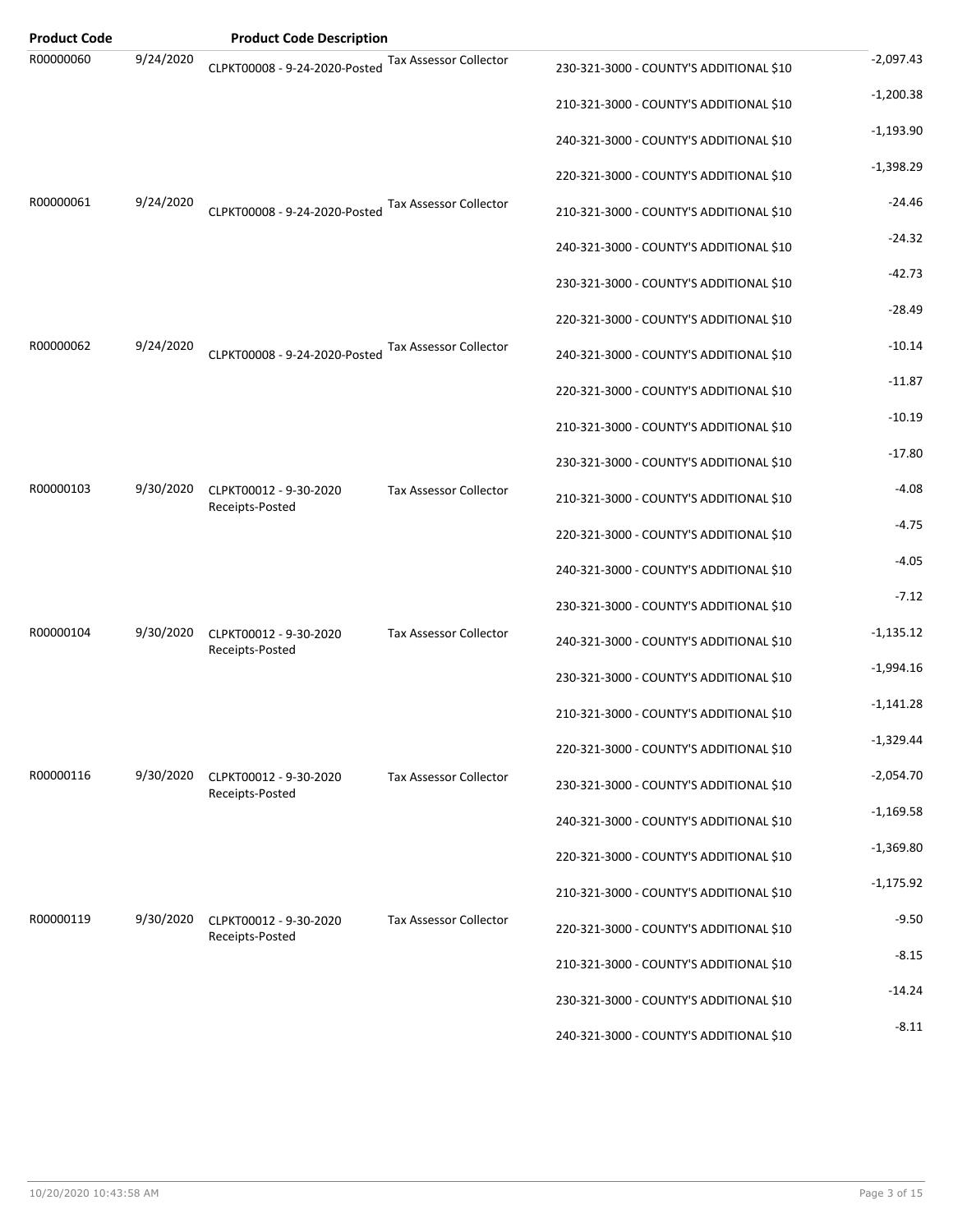| Product Code | | Product Code Description | | | |
|---|---|---|---|---|---|
| R00000060 | 9/24/2020 | CLPKT00008 - 9-24-2020-Posted | Tax Assessor Collector | 230-321-3000 - COUNTY'S ADDITIONAL $10 | -2,097.43 |
| | | | | 210-321-3000 - COUNTY'S ADDITIONAL $10 | -1,200.38 |
| | | | | 240-321-3000 - COUNTY'S ADDITIONAL $10 | -1,193.90 |
| | | | | 220-321-3000 - COUNTY'S ADDITIONAL $10 | -1,398.29 |
| R00000061 | 9/24/2020 | CLPKT00008 - 9-24-2020-Posted | Tax Assessor Collector | 210-321-3000 - COUNTY'S ADDITIONAL $10 | -24.46 |
| | | | | 240-321-3000 - COUNTY'S ADDITIONAL $10 | -24.32 |
| | | | | 230-321-3000 - COUNTY'S ADDITIONAL $10 | -42.73 |
| | | | | 220-321-3000 - COUNTY'S ADDITIONAL $10 | -28.49 |
| R00000062 | 9/24/2020 | CLPKT00008 - 9-24-2020-Posted | Tax Assessor Collector | 240-321-3000 - COUNTY'S ADDITIONAL $10 | -10.14 |
| | | | | 220-321-3000 - COUNTY'S ADDITIONAL $10 | -11.87 |
| | | | | 210-321-3000 - COUNTY'S ADDITIONAL $10 | -10.19 |
| | | | | 230-321-3000 - COUNTY'S ADDITIONAL $10 | -17.80 |
| R00000103 | 9/30/2020 | CLPKT00012 - 9-30-2020 Receipts-Posted | Tax Assessor Collector | 210-321-3000 - COUNTY'S ADDITIONAL $10 | -4.08 |
| | | | | 220-321-3000 - COUNTY'S ADDITIONAL $10 | -4.75 |
| | | | | 240-321-3000 - COUNTY'S ADDITIONAL $10 | -4.05 |
| | | | | 230-321-3000 - COUNTY'S ADDITIONAL $10 | -7.12 |
| R00000104 | 9/30/2020 | CLPKT00012 - 9-30-2020 Receipts-Posted | Tax Assessor Collector | 240-321-3000 - COUNTY'S ADDITIONAL $10 | -1,135.12 |
| | | | | 230-321-3000 - COUNTY'S ADDITIONAL $10 | -1,994.16 |
| | | | | 210-321-3000 - COUNTY'S ADDITIONAL $10 | -1,141.28 |
| | | | | 220-321-3000 - COUNTY'S ADDITIONAL $10 | -1,329.44 |
| R00000116 | 9/30/2020 | CLPKT00012 - 9-30-2020 Receipts-Posted | Tax Assessor Collector | 230-321-3000 - COUNTY'S ADDITIONAL $10 | -2,054.70 |
| | | | | 240-321-3000 - COUNTY'S ADDITIONAL $10 | -1,169.58 |
| | | | | 220-321-3000 - COUNTY'S ADDITIONAL $10 | -1,369.80 |
| | | | | 210-321-3000 - COUNTY'S ADDITIONAL $10 | -1,175.92 |
| R00000119 | 9/30/2020 | CLPKT00012 - 9-30-2020 Receipts-Posted | Tax Assessor Collector | 220-321-3000 - COUNTY'S ADDITIONAL $10 | -9.50 |
| | | | | 210-321-3000 - COUNTY'S ADDITIONAL $10 | -8.15 |
| | | | | 230-321-3000 - COUNTY'S ADDITIONAL $10 | -14.24 |
| | | | | 240-321-3000 - COUNTY'S ADDITIONAL $10 | -8.11 |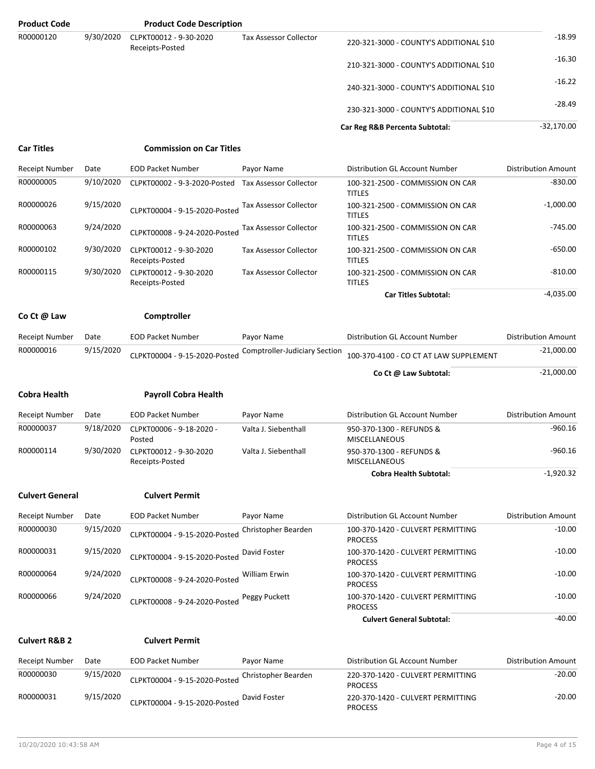| Product Code | | Product Code Description | | | |
|---|---|---|---|---|---|
| R00000120 | 9/30/2020 | CLPKT00012 - 9-30-2020 Receipts-Posted | Tax Assessor Collector | 220-321-3000 - COUNTY'S ADDITIONAL $10 | -18.99 |
| | | | | 210-321-3000 - COUNTY'S ADDITIONAL $10 | -16.30 |
| | | | | 240-321-3000 - COUNTY'S ADDITIONAL $10 | -16.22 |
| | | | | 230-321-3000 - COUNTY'S ADDITIONAL $10 | -28.49 |
| | | | | **Car Reg R&B Percenta Subtotal:** | -32,170.00 |

**Car Titles** **Commission on Car Titles**

| Receipt Number | Date | EOD Packet Number | Payor Name | Distribution GL Account Number | Distribution Amount |
|---|---|---|---|---|---|
| R00000005 | 9/10/2020 | CLPKT00002 - 9-3-2020-Posted | Tax Assessor Collector | 100-321-2500 - COMMISSION ON CAR TITLES | -830.00 |
| R00000026 | 9/15/2020 | CLPKT00004 - 9-15-2020-Posted | Tax Assessor Collector | 100-321-2500 - COMMISSION ON CAR TITLES | -1,000.00 |
| R00000063 | 9/24/2020 | CLPKT00008 - 9-24-2020-Posted | Tax Assessor Collector | 100-321-2500 - COMMISSION ON CAR TITLES | -745.00 |
| R00000102 | 9/30/2020 | CLPKT00012 - 9-30-2020 Receipts-Posted | Tax Assessor Collector | 100-321-2500 - COMMISSION ON CAR TITLES | -650.00 |
| R00000115 | 9/30/2020 | CLPKT00012 - 9-30-2020 Receipts-Posted | Tax Assessor Collector | 100-321-2500 - COMMISSION ON CAR TITLES | -810.00 |
| | | | | **Car Titles Subtotal:** | -4,035.00 |

**Co Ct @ Law** **Comptroller**

| Receipt Number | Date | EOD Packet Number | Payor Name | Distribution GL Account Number | Distribution Amount |
|---|---|---|---|---|---|
| R00000016 | 9/15/2020 | CLPKT00004 - 9-15-2020-Posted | Comptroller-Judiciary Section | 100-370-4100 - CO CT AT LAW SUPPLEMENT | -21,000.00 |
| | | | | **Co Ct @ Law Subtotal:** | -21,000.00 |

**Cobra Health** **Payroll Cobra Health**

| Receipt Number | Date | EOD Packet Number | Payor Name | Distribution GL Account Number | Distribution Amount |
|---|---|---|---|---|---|
| R00000037 | 9/18/2020 | CLPKT00006 - 9-18-2020 - Posted | Valta J. Siebenthall | 950-370-1300 - REFUNDS & MISCELLANEOUS | -960.16 |
| R00000114 | 9/30/2020 | CLPKT00012 - 9-30-2020 Receipts-Posted | Valta J. Siebenthall | 950-370-1300 - REFUNDS & MISCELLANEOUS | -960.16 |
| | | | | **Cobra Health Subtotal:** | -1,920.32 |

**Culvert General** **Culvert Permit**

| Receipt Number | Date | EOD Packet Number | Payor Name | Distribution GL Account Number | Distribution Amount |
|---|---|---|---|---|---|
| R00000030 | 9/15/2020 | CLPKT00004 - 9-15-2020-Posted | Christopher Bearden | 100-370-1420 - CULVERT PERMITTING PROCESS | -10.00 |
| R00000031 | 9/15/2020 | CLPKT00004 - 9-15-2020-Posted | David Foster | 100-370-1420 - CULVERT PERMITTING PROCESS | -10.00 |
| R00000064 | 9/24/2020 | CLPKT00008 - 9-24-2020-Posted | William Erwin | 100-370-1420 - CULVERT PERMITTING PROCESS | -10.00 |
| R00000066 | 9/24/2020 | CLPKT00008 - 9-24-2020-Posted | Peggy Puckett | 100-370-1420 - CULVERT PERMITTING PROCESS | -10.00 |
| | | | | **Culvert General Subtotal:** | -40.00 |

**Culvert R&B 2** **Culvert Permit**

| Receipt Number | Date | EOD Packet Number | Payor Name | Distribution GL Account Number | Distribution Amount |
|---|---|---|---|---|---|
| R00000030 | 9/15/2020 | CLPKT00004 - 9-15-2020-Posted | Christopher Bearden | 220-370-1420 - CULVERT PERMITTING PROCESS | -20.00 |
| R00000031 | 9/15/2020 | CLPKT00004 - 9-15-2020-Posted | David Foster | 220-370-1420 - CULVERT PERMITTING PROCESS | -20.00 |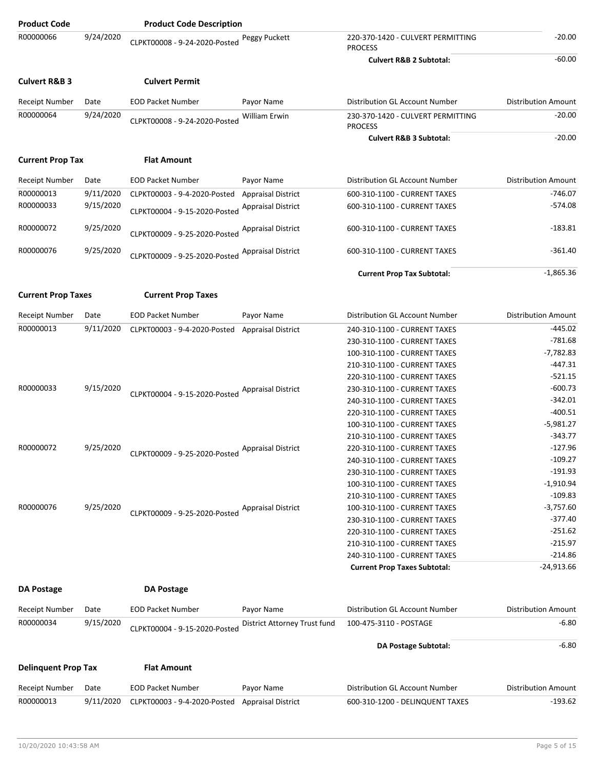| Product Code | | Product Code Description | | | |
|---|---|---|---|---|---|
| R00000066 | 9/24/2020 | CLPKT00008 - 9-24-2020-Posted | Peggy Puckett | 220-370-1420 - CULVERT PERMITTING PROCESS | -20.00 |
| | | | | **Culvert R&B 2 Subtotal:** | -60.00 |

**Culvert R&B 3** **Culvert Permit**

| Receipt Number | Date | EOD Packet Number | Payor Name | Distribution GL Account Number | Distribution Amount |
|---|---|---|---|---|---|
| R00000064 | 9/24/2020 | CLPKT00008 - 9-24-2020-Posted | William Erwin | 230-370-1420 - CULVERT PERMITTING PROCESS | -20.00 |
| | | | | **Culvert R&B 3 Subtotal:** | -20.00 |

**Current Prop Tax** **Flat Amount**

| Receipt Number | Date | EOD Packet Number | Payor Name | Distribution GL Account Number | Distribution Amount |
|---|---|---|---|---|---|
| R00000013 | 9/11/2020 | CLPKT00003 - 9-4-2020-Posted | Appraisal District | 600-310-1100 - CURRENT TAXES | -746.07 |
| R00000033 | 9/15/2020 | CLPKT00004 - 9-15-2020-Posted | Appraisal District | 600-310-1100 - CURRENT TAXES | -574.08 |
| R00000072 | 9/25/2020 | CLPKT00009 - 9-25-2020-Posted | Appraisal District | 600-310-1100 - CURRENT TAXES | -183.81 |
| R00000076 | 9/25/2020 | CLPKT00009 - 9-25-2020-Posted | Appraisal District | 600-310-1100 - CURRENT TAXES | -361.40 |
| | | | | **Current Prop Tax Subtotal:** | -1,865.36 |

**Current Prop Taxes** **Current Prop Taxes**

| Receipt Number | Date | EOD Packet Number | Payor Name | Distribution GL Account Number | Distribution Amount |
|---|---|---|---|---|---|
| R00000013 | 9/11/2020 | CLPKT00003 - 9-4-2020-Posted | Appraisal District | 240-310-1100 - CURRENT TAXES | -445.02 |
| | | | | 230-310-1100 - CURRENT TAXES | -781.68 |
| | | | | 100-310-1100 - CURRENT TAXES | -7,782.83 |
| | | | | 210-310-1100 - CURRENT TAXES | -447.31 |
| | | | | 220-310-1100 - CURRENT TAXES | -521.15 |
| R00000033 | 9/15/2020 | CLPKT00004 - 9-15-2020-Posted | Appraisal District | 230-310-1100 - CURRENT TAXES | -600.73 |
| | | | | 240-310-1100 - CURRENT TAXES | -342.01 |
| | | | | 220-310-1100 - CURRENT TAXES | -400.51 |
| | | | | 100-310-1100 - CURRENT TAXES | -5,981.27 |
| | | | | 210-310-1100 - CURRENT TAXES | -343.77 |
| R00000072 | 9/25/2020 | CLPKT00009 - 9-25-2020-Posted | Appraisal District | 220-310-1100 - CURRENT TAXES | -127.96 |
| | | | | 240-310-1100 - CURRENT TAXES | -109.27 |
| | | | | 230-310-1100 - CURRENT TAXES | -191.93 |
| | | | | 100-310-1100 - CURRENT TAXES | -1,910.94 |
| | | | | 210-310-1100 - CURRENT TAXES | -109.83 |
| R00000076 | 9/25/2020 | CLPKT00009 - 9-25-2020-Posted | Appraisal District | 100-310-1100 - CURRENT TAXES | -3,757.60 |
| | | | | 230-310-1100 - CURRENT TAXES | -377.40 |
| | | | | 220-310-1100 - CURRENT TAXES | -251.62 |
| | | | | 210-310-1100 - CURRENT TAXES | -215.97 |
| | | | | 240-310-1100 - CURRENT TAXES | -214.86 |
| | | | | **Current Prop Taxes Subtotal:** | -24,913.66 |

**DA Postage** **DA Postage**

| Receipt Number | Date | EOD Packet Number | Payor Name | Distribution GL Account Number | Distribution Amount |
|---|---|---|---|---|---|
| R00000034 | 9/15/2020 | CLPKT00004 - 9-15-2020-Posted | District Attorney Trust fund | 100-475-3110 - POSTAGE | -6.80 |
| | | | | **DA Postage Subtotal:** | -6.80 |

**Delinquent Prop Tax** **Flat Amount**

| Receipt Number | Date | EOD Packet Number | Payor Name | Distribution GL Account Number | Distribution Amount |
|---|---|---|---|---|---|
| R00000013 | 9/11/2020 | CLPKT00003 - 9-4-2020-Posted | Appraisal District | 600-310-1200 - DELINQUENT TAXES | -193.62 |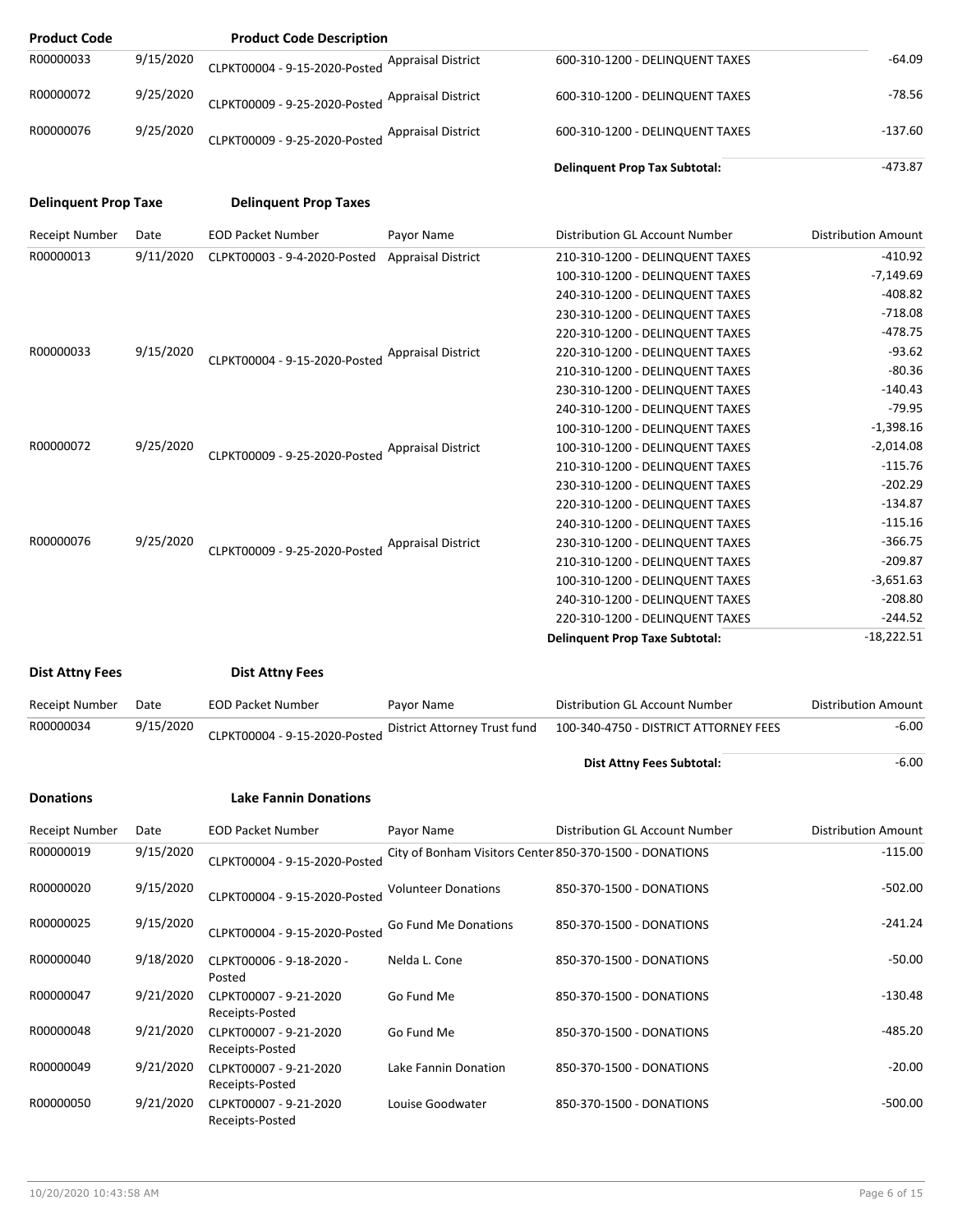| Product Code | | Product Code Description | | | |
|---|---|---|---|---|---|
| R00000033 | 9/15/2020 | CLPKT00004 - 9-15-2020-Posted | Appraisal District | 600-310-1200 - DELINQUENT TAXES | -64.09 |
| R00000072 | 9/25/2020 | CLPKT00009 - 9-25-2020-Posted | Appraisal District | 600-310-1200 - DELINQUENT TAXES | -78.56 |
| R00000076 | 9/25/2020 | CLPKT00009 - 9-25-2020-Posted | Appraisal District | 600-310-1200 - DELINQUENT TAXES | -137.60 |
| | | | | **Delinquent Prop Tax Subtotal:** | -473.87 |

**Delinquent Prop Taxe** **Delinquent Prop Taxes**

| Receipt Number | Date | EOD Packet Number | Payor Name | Distribution GL Account Number | Distribution Amount |
|---|---|---|---|---|---|
| R00000013 | 9/11/2020 | CLPKT00003 - 9-4-2020-Posted | Appraisal District | 210-310-1200 - DELINQUENT TAXES | -410.92 |
| | | | | 100-310-1200 - DELINQUENT TAXES | -7,149.69 |
| | | | | 240-310-1200 - DELINQUENT TAXES | -408.82 |
| | | | | 230-310-1200 - DELINQUENT TAXES | -718.08 |
| | | | | 220-310-1200 - DELINQUENT TAXES | -478.75 |
| R00000033 | 9/15/2020 | CLPKT00004 - 9-15-2020-Posted | Appraisal District | 220-310-1200 - DELINQUENT TAXES | -93.62 |
| | | | | 210-310-1200 - DELINQUENT TAXES | -80.36 |
| | | | | 230-310-1200 - DELINQUENT TAXES | -140.43 |
| | | | | 240-310-1200 - DELINQUENT TAXES | -79.95 |
| | | | | 100-310-1200 - DELINQUENT TAXES | -1,398.16 |
| R00000072 | 9/25/2020 | CLPKT00009 - 9-25-2020-Posted | Appraisal District | 100-310-1200 - DELINQUENT TAXES | -2,014.08 |
| | | | | 210-310-1200 - DELINQUENT TAXES | -115.76 |
| | | | | 230-310-1200 - DELINQUENT TAXES | -202.29 |
| | | | | 220-310-1200 - DELINQUENT TAXES | -134.87 |
| | | | | 240-310-1200 - DELINQUENT TAXES | -115.16 |
| R00000076 | 9/25/2020 | CLPKT00009 - 9-25-2020-Posted | Appraisal District | 230-310-1200 - DELINQUENT TAXES | -366.75 |
| | | | | 210-310-1200 - DELINQUENT TAXES | -209.87 |
| | | | | 100-310-1200 - DELINQUENT TAXES | -3,651.63 |
| | | | | 240-310-1200 - DELINQUENT TAXES | -208.80 |
| | | | | 220-310-1200 - DELINQUENT TAXES | -244.52 |
| | | | | **Delinquent Prop Taxe Subtotal:** | -18,222.51 |

**Dist Attny Fees** **Dist Attny Fees**

| Receipt Number | Date | EOD Packet Number | Payor Name | Distribution GL Account Number | Distribution Amount |
|---|---|---|---|---|---|
| R00000034 | 9/15/2020 | CLPKT00004 - 9-15-2020-Posted | District Attorney Trust fund | 100-340-4750 - DISTRICT ATTORNEY FEES | -6.00 |
| | | | | **Dist Attny Fees Subtotal:** | -6.00 |

**Donations** **Lake Fannin Donations**

| Receipt Number | Date | EOD Packet Number | Payor Name | Distribution GL Account Number | Distribution Amount |
|---|---|---|---|---|---|
| R00000019 | 9/15/2020 | CLPKT00004 - 9-15-2020-Posted | City of Bonham Visitors Center | 850-370-1500 - DONATIONS | -115.00 |
| R00000020 | 9/15/2020 | CLPKT00004 - 9-15-2020-Posted | Volunteer Donations | 850-370-1500 - DONATIONS | -502.00 |
| R00000025 | 9/15/2020 | CLPKT00004 - 9-15-2020-Posted | Go Fund Me Donations | 850-370-1500 - DONATIONS | -241.24 |
| R00000040 | 9/18/2020 | CLPKT00006 - 9-18-2020 - Posted | Nelda L. Cone | 850-370-1500 - DONATIONS | -50.00 |
| R00000047 | 9/21/2020 | CLPKT00007 - 9-21-2020 Receipts-Posted | Go Fund Me | 850-370-1500 - DONATIONS | -130.48 |
| R00000048 | 9/21/2020 | CLPKT00007 - 9-21-2020 Receipts-Posted | Go Fund Me | 850-370-1500 - DONATIONS | -485.20 |
| R00000049 | 9/21/2020 | CLPKT00007 - 9-21-2020 Receipts-Posted | Lake Fannin Donation | 850-370-1500 - DONATIONS | -20.00 |
| R00000050 | 9/21/2020 | CLPKT00007 - 9-21-2020 Receipts-Posted | Louise Goodwater | 850-370-1500 - DONATIONS | -500.00 |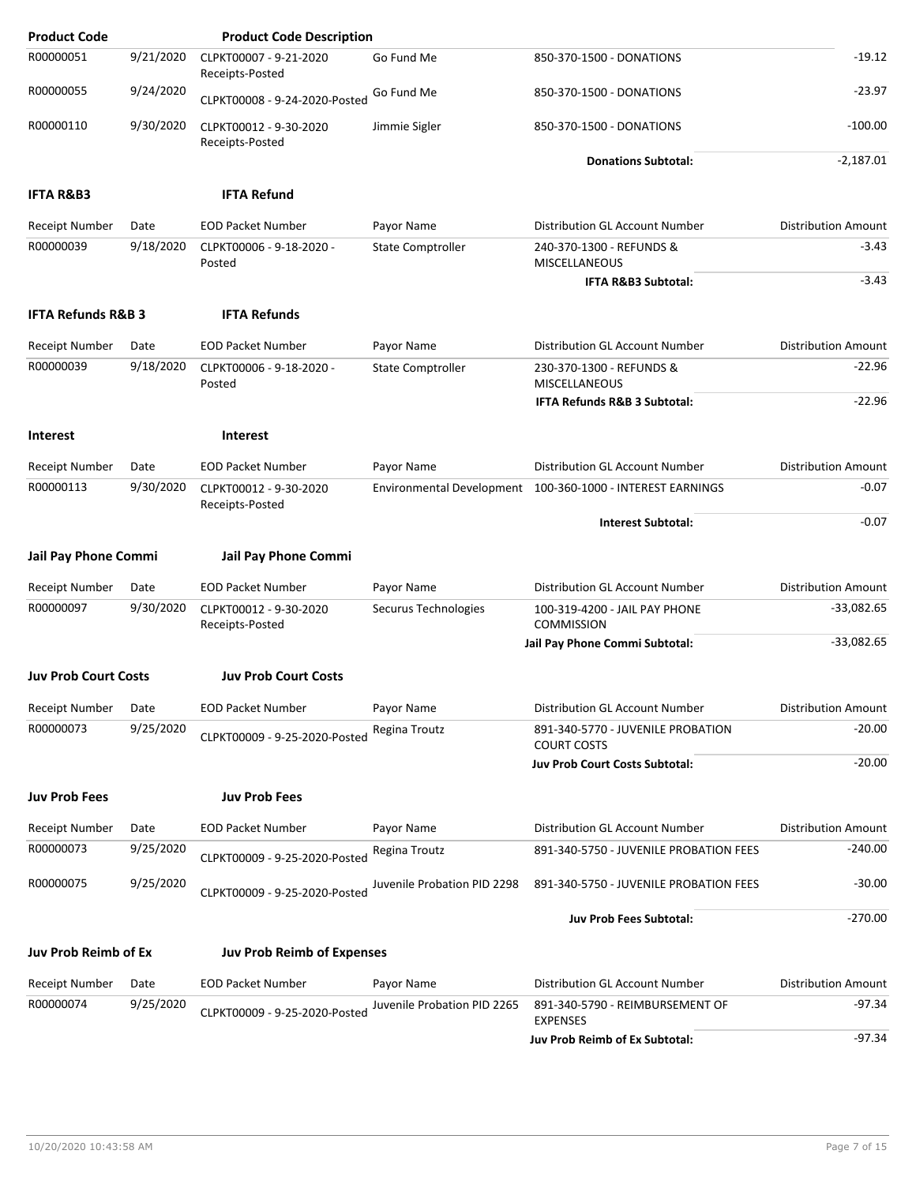| Product Code | | Product Code Description | | | |
|---|---|---|---|---|---|
| R00000051 | 9/21/2020 | CLPKT00007 - 9-21-2020 Receipts-Posted | Go Fund Me | 850-370-1500 - DONATIONS | -19.12 |
| R00000055 | 9/24/2020 | CLPKT00008 - 9-24-2020-Posted | Go Fund Me | 850-370-1500 - DONATIONS | -23.97 |
| R00000110 | 9/30/2020 | CLPKT00012 - 9-30-2020 Receipts-Posted | Jimmie Sigler | 850-370-1500 - DONATIONS | -100.00 |
| | | | | **Donations Subtotal:** | -2,187.01 |

**IFTA R&B3** **IFTA Refund**

| Receipt Number | Date | EOD Packet Number | Payor Name | Distribution GL Account Number | Distribution Amount |
|---|---|---|---|---|---|
| R00000039 | 9/18/2020 | CLPKT00006 - 9-18-2020 - Posted | State Comptroller | 240-370-1300 - REFUNDS & MISCELLANEOUS | -3.43 |
| | | | | **IFTA R&B3 Subtotal:** | -3.43 |

**IFTA Refunds R&B 3** **IFTA Refunds**

| Receipt Number | Date | EOD Packet Number | Payor Name | Distribution GL Account Number | Distribution Amount |
|---|---|---|---|---|---|
| R00000039 | 9/18/2020 | CLPKT00006 - 9-18-2020 - Posted | State Comptroller | 230-370-1300 - REFUNDS & MISCELLANEOUS | -22.96 |
| | | | | **IFTA Refunds R&B 3 Subtotal:** | -22.96 |

**Interest** **Interest**

| Receipt Number | Date | EOD Packet Number | Payor Name | Distribution GL Account Number | Distribution Amount |
|---|---|---|---|---|---|
| R00000113 | 9/30/2020 | CLPKT00012 - 9-30-2020 Receipts-Posted | Environmental Development | 100-360-1000 - INTEREST EARNINGS | -0.07 |
| | | | | **Interest Subtotal:** | -0.07 |

**Jail Pay Phone Commi** **Jail Pay Phone Commi**

| Receipt Number | Date | EOD Packet Number | Payor Name | Distribution GL Account Number | Distribution Amount |
|---|---|---|---|---|---|
| R00000097 | 9/30/2020 | CLPKT00012 - 9-30-2020 Receipts-Posted | Securus Technologies | 100-319-4200 - JAIL PAY PHONE COMMISSION | -33,082.65 |
| | | | | **Jail Pay Phone Commi Subtotal:** | -33,082.65 |

**Juv Prob Court Costs** **Juv Prob Court Costs**

| Receipt Number | Date | EOD Packet Number | Payor Name | Distribution GL Account Number | Distribution Amount |
|---|---|---|---|---|---|
| R00000073 | 9/25/2020 | CLPKT00009 - 9-25-2020-Posted | Regina Troutz | 891-340-5770 - JUVENILE PROBATION COURT COSTS | -20.00 |
| | | | | **Juv Prob Court Costs Subtotal:** | -20.00 |

**Juv Prob Fees** **Juv Prob Fees**

| Receipt Number | Date | EOD Packet Number | Payor Name | Distribution GL Account Number | Distribution Amount |
|---|---|---|---|---|---|
| R00000073 | 9/25/2020 | CLPKT00009 - 9-25-2020-Posted | Regina Troutz | 891-340-5750 - JUVENILE PROBATION FEES | -240.00 |
| R00000075 | 9/25/2020 | CLPKT00009 - 9-25-2020-Posted | Juvenile Probation PID 2298 | 891-340-5750 - JUVENILE PROBATION FEES | -30.00 |
| | | | | **Juv Prob Fees Subtotal:** | -270.00 |

**Juv Prob Reimb of Ex** **Juv Prob Reimb of Expenses**

| Receipt Number | Date | EOD Packet Number | Payor Name | Distribution GL Account Number | Distribution Amount |
|---|---|---|---|---|---|
| R00000074 | 9/25/2020 | CLPKT00009 - 9-25-2020-Posted | Juvenile Probation PID 2265 | 891-340-5790 - REIMBURSEMENT OF EXPENSES | -97.34 |
| | | | | **Juv Prob Reimb of Ex Subtotal:** | -97.34 |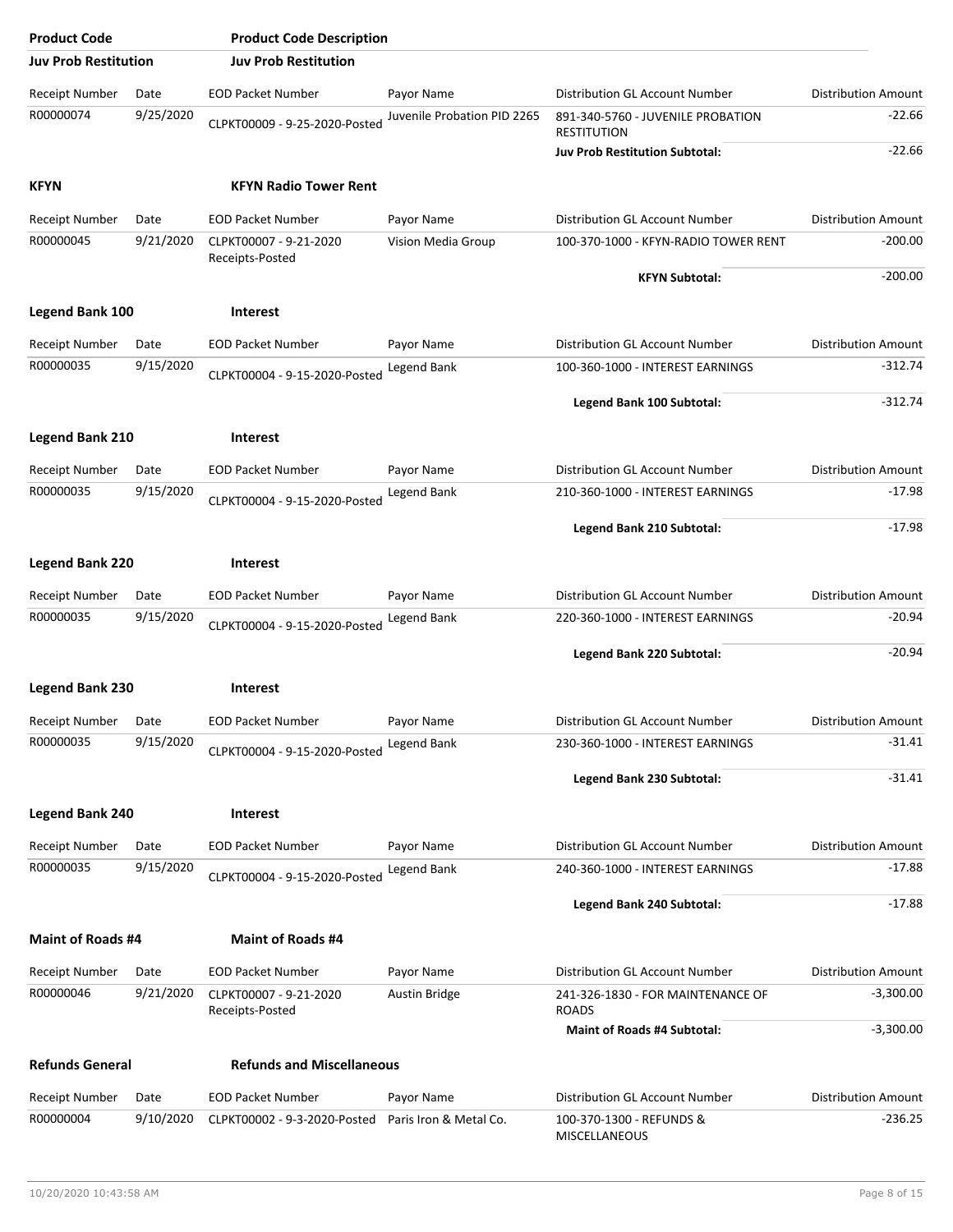| Product Code | | Product Code Description | | | |
|---|---|---|---|---|---|
| **Juv Prob Restitution** | | **Juv Prob Restitution** | | | |
| Receipt Number | Date | EOD Packet Number | Payor Name | Distribution GL Account Number | Distribution Amount |
| R00000074 | 9/25/2020 | CLPKT00009 - 9-25-2020-Posted | Juvenile Probation PID 2265 | 891-340-5760 - JUVENILE PROBATION RESTITUTION | -22.66 |
| | | | | **Juv Prob Restitution Subtotal:** | -22.66 |
| **KFYN** | | **KFYN Radio Tower Rent** | | | |
| Receipt Number | Date | EOD Packet Number | Payor Name | Distribution GL Account Number | Distribution Amount |
| R00000045 | 9/21/2020 | CLPKT00007 - 9-21-2020 Receipts-Posted | Vision Media Group | 100-370-1000 - KFYN-RADIO TOWER RENT | -200.00 |
| | | | | **KFYN Subtotal:** | -200.00 |
| **Legend Bank 100** | | **Interest** | | | |
| Receipt Number | Date | EOD Packet Number | Payor Name | Distribution GL Account Number | Distribution Amount |
| R00000035 | 9/15/2020 | CLPKT00004 - 9-15-2020-Posted | Legend Bank | 100-360-1000 - INTEREST EARNINGS | -312.74 |
| | | | | **Legend Bank 100 Subtotal:** | -312.74 |
| **Legend Bank 210** | | **Interest** | | | |
| Receipt Number | Date | EOD Packet Number | Payor Name | Distribution GL Account Number | Distribution Amount |
| R00000035 | 9/15/2020 | CLPKT00004 - 9-15-2020-Posted | Legend Bank | 210-360-1000 - INTEREST EARNINGS | -17.98 |
| | | | | **Legend Bank 210 Subtotal:** | -17.98 |
| **Legend Bank 220** | | **Interest** | | | |
| Receipt Number | Date | EOD Packet Number | Payor Name | Distribution GL Account Number | Distribution Amount |
| R00000035 | 9/15/2020 | CLPKT00004 - 9-15-2020-Posted | Legend Bank | 220-360-1000 - INTEREST EARNINGS | -20.94 |
| | | | | **Legend Bank 220 Subtotal:** | -20.94 |
| **Legend Bank 230** | | **Interest** | | | |
| Receipt Number | Date | EOD Packet Number | Payor Name | Distribution GL Account Number | Distribution Amount |
| R00000035 | 9/15/2020 | CLPKT00004 - 9-15-2020-Posted | Legend Bank | 230-360-1000 - INTEREST EARNINGS | -31.41 |
| | | | | **Legend Bank 230 Subtotal:** | -31.41 |
| **Legend Bank 240** | | **Interest** | | | |
| Receipt Number | Date | EOD Packet Number | Payor Name | Distribution GL Account Number | Distribution Amount |
| R00000035 | 9/15/2020 | CLPKT00004 - 9-15-2020-Posted | Legend Bank | 240-360-1000 - INTEREST EARNINGS | -17.88 |
| | | | | **Legend Bank 240 Subtotal:** | -17.88 |
| **Maint of Roads #4** | | **Maint of Roads #4** | | | |
| Receipt Number | Date | EOD Packet Number | Payor Name | Distribution GL Account Number | Distribution Amount |
| R00000046 | 9/21/2020 | CLPKT00007 - 9-21-2020 Receipts-Posted | Austin Bridge | 241-326-1830 - FOR MAINTENANCE OF ROADS | -3,300.00 |
| | | | | **Maint of Roads #4 Subtotal:** | -3,300.00 |
| **Refunds General** | | **Refunds and Miscellaneous** | | | |
| Receipt Number | Date | EOD Packet Number | Payor Name | Distribution GL Account Number | Distribution Amount |
| R00000004 | 9/10/2020 | CLPKT00002 - 9-3-2020-Posted | Paris Iron & Metal Co. | 100-370-1300 - REFUNDS & MISCELLANEOUS | -236.25 |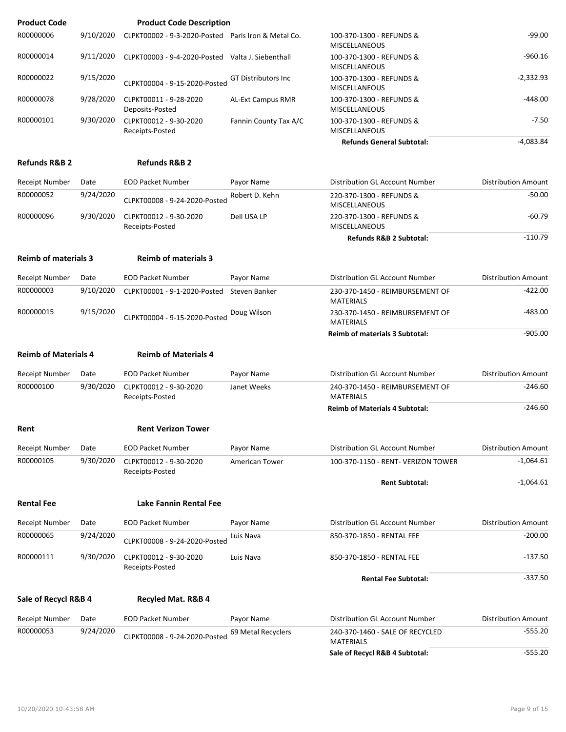| Product Code | | Product Code Description | | | |
|---|---|---|---|---|---|
| R00000006 | 9/10/2020 | CLPKT00002 - 9-3-2020-Posted | Paris Iron & Metal Co. | 100-370-1300 - REFUNDS & MISCELLANEOUS | -99.00 |
| R00000014 | 9/11/2020 | CLPKT00003 - 9-4-2020-Posted | Valta J. Siebenthall | 100-370-1300 - REFUNDS & MISCELLANEOUS | -960.16 |
| R00000022 | 9/15/2020 | CLPKT00004 - 9-15-2020-Posted | GT Distributors Inc | 100-370-1300 - REFUNDS & MISCELLANEOUS | -2,332.93 |
| R00000078 | 9/28/2020 | CLPKT00011 - 9-28-2020 Deposits-Posted | AL-Ext Campus RMR | 100-370-1300 - REFUNDS & MISCELLANEOUS | -448.00 |
| R00000101 | 9/30/2020 | CLPKT00012 - 9-30-2020 Receipts-Posted | Fannin County Tax A/C | 100-370-1300 - REFUNDS & MISCELLANEOUS | -7.50 |
| | | | | **Refunds General Subtotal:** | -4,083.84 |

**Refunds R&B 2** **Refunds R&B 2**

| Receipt Number | Date | EOD Packet Number | Payor Name | Distribution GL Account Number | Distribution Amount |
|---|---|---|---|---|---|
| R00000052 | 9/24/2020 | CLPKT00008 - 9-24-2020-Posted | Robert D. Kehn | 220-370-1300 - REFUNDS & MISCELLANEOUS | -50.00 |
| R00000096 | 9/30/2020 | CLPKT00012 - 9-30-2020 Receipts-Posted | Dell USA LP | 220-370-1300 - REFUNDS & MISCELLANEOUS | -60.79 |
| | | | | **Refunds R&B 2 Subtotal:** | -110.79 |

**Reimb of materials 3** **Reimb of materials 3**

| Receipt Number | Date | EOD Packet Number | Payor Name | Distribution GL Account Number | Distribution Amount |
|---|---|---|---|---|---|
| R00000003 | 9/10/2020 | CLPKT00001 - 9-1-2020-Posted | Steven Banker | 230-370-1450 - REIMBURSEMENT OF MATERIALS | -422.00 |
| R00000015 | 9/15/2020 | CLPKT00004 - 9-15-2020-Posted | Doug Wilson | 230-370-1450 - REIMBURSEMENT OF MATERIALS | -483.00 |
| | | | | **Reimb of materials 3 Subtotal:** | -905.00 |

**Reimb of Materials 4** **Reimb of Materials 4**

| Receipt Number | Date | EOD Packet Number | Payor Name | Distribution GL Account Number | Distribution Amount |
|---|---|---|---|---|---|
| R00000100 | 9/30/2020 | CLPKT00012 - 9-30-2020 Receipts-Posted | Janet Weeks | 240-370-1450 - REIMBURSEMENT OF MATERIALS | -246.60 |
| | | | | **Reimb of Materials 4 Subtotal:** | -246.60 |

**Rent** **Rent Verizon Tower**

| Receipt Number | Date | EOD Packet Number | Payor Name | Distribution GL Account Number | Distribution Amount |
|---|---|---|---|---|---|
| R00000105 | 9/30/2020 | CLPKT00012 - 9-30-2020 Receipts-Posted | American Tower | 100-370-1150 - RENT- VERIZON TOWER | -1,064.61 |
| | | | | **Rent Subtotal:** | -1,064.61 |

**Rental Fee** **Lake Fannin Rental Fee**

| Receipt Number | Date | EOD Packet Number | Payor Name | Distribution GL Account Number | Distribution Amount |
|---|---|---|---|---|---|
| R00000065 | 9/24/2020 | CLPKT00008 - 9-24-2020-Posted | Luis Nava | 850-370-1850 - RENTAL FEE | -200.00 |
| R00000111 | 9/30/2020 | CLPKT00012 - 9-30-2020 Receipts-Posted | Luis Nava | 850-370-1850 - RENTAL FEE | -137.50 |
| | | | | **Rental Fee Subtotal:** | -337.50 |

**Sale of Recycl R&B 4** **Recyled Mat. R&B 4**

| Receipt Number | Date | EOD Packet Number | Payor Name | Distribution GL Account Number | Distribution Amount |
|---|---|---|---|---|---|
| R00000053 | 9/24/2020 | CLPKT00008 - 9-24-2020-Posted | 69 Metal Recyclers | 240-370-1460 - SALE OF RECYCLED MATERIALS | -555.20 |
| | | | | **Sale of Recycl R&B 4 Subtotal:** | -555.20 |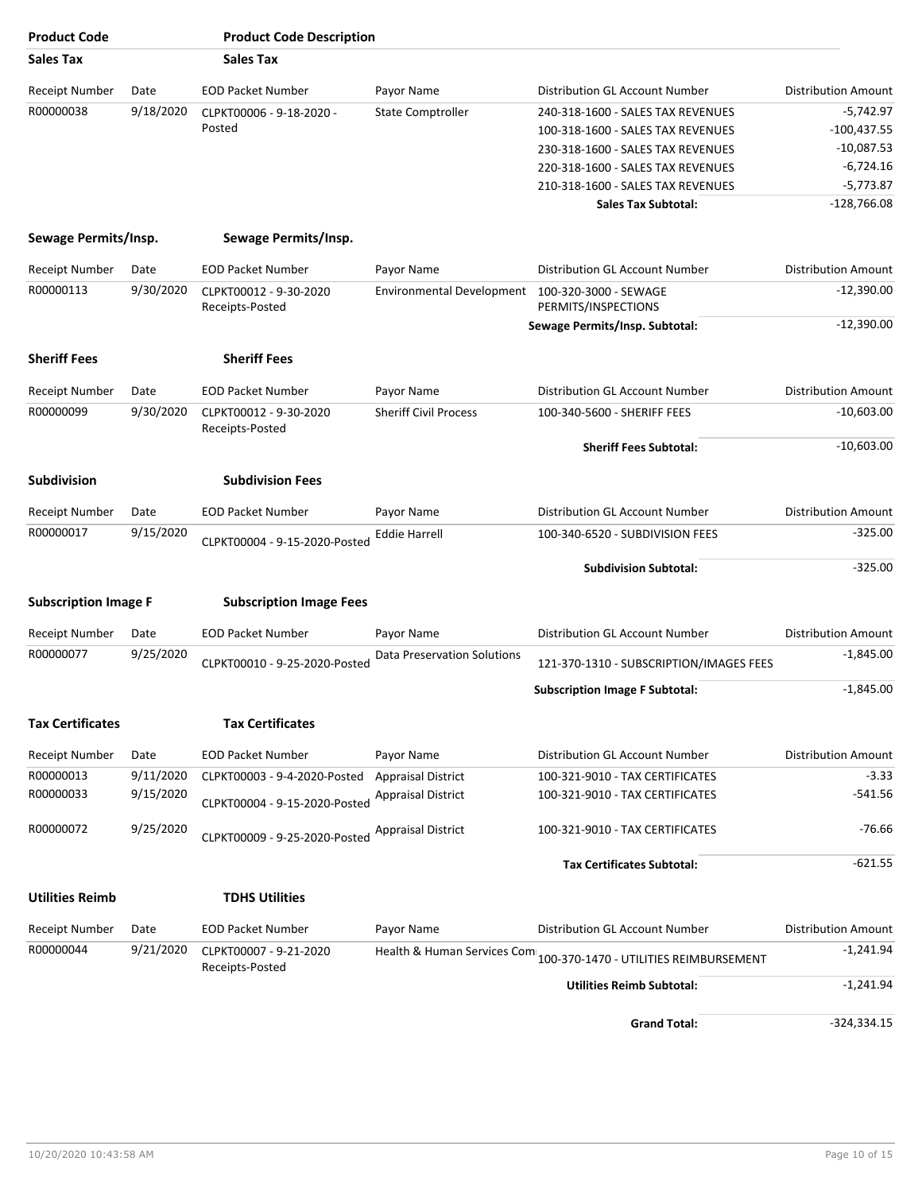| Product Code | Product Code Description | | | | |
|---|---|---|---|---|---|
| **Sales Tax** | **Sales Tax** | | | | |
| Receipt Number | Date | EOD Packet Number | Payor Name | Distribution GL Account Number | Distribution Amount |
| R00000038 | 9/18/2020 | CLPKT00006 - 9-18-2020 - Posted | State Comptroller | 240-318-1600 - SALES TAX REVENUES | -5,742.97 |
| | | | | 100-318-1600 - SALES TAX REVENUES | -100,437.55 |
| | | | | 230-318-1600 - SALES TAX REVENUES | -10,087.53 |
| | | | | 220-318-1600 - SALES TAX REVENUES | -6,724.16 |
| | | | | 210-318-1600 - SALES TAX REVENUES | -5,773.87 |
| | | | | **Sales Tax Subtotal:** | -128,766.08 |
| **Sewage Permits/Insp.** | **Sewage Permits/Insp.** | | | | |
| Receipt Number | Date | EOD Packet Number | Payor Name | Distribution GL Account Number | Distribution Amount |
| R00000113 | 9/30/2020 | CLPKT00012 - 9-30-2020 Receipts-Posted | Environmental Development | 100-320-3000 - SEWAGE PERMITS/INSPECTIONS | -12,390.00 |
| | | | | **Sewage Permits/Insp. Subtotal:** | -12,390.00 |
| **Sheriff Fees** | **Sheriff Fees** | | | | |
| Receipt Number | Date | EOD Packet Number | Payor Name | Distribution GL Account Number | Distribution Amount |
| R00000099 | 9/30/2020 | CLPKT00012 - 9-30-2020 Receipts-Posted | Sheriff Civil Process | 100-340-5600 - SHERIFF FEES | -10,603.00 |
| | | | | **Sheriff Fees Subtotal:** | -10,603.00 |
| **Subdivision** | **Subdivision Fees** | | | | |
| Receipt Number | Date | EOD Packet Number | Payor Name | Distribution GL Account Number | Distribution Amount |
| R00000017 | 9/15/2020 | CLPKT00004 - 9-15-2020-Posted | Eddie Harrell | 100-340-6520 - SUBDIVISION FEES | -325.00 |
| | | | | **Subdivision Subtotal:** | -325.00 |
| **Subscription Image F** | **Subscription Image Fees** | | | | |
| Receipt Number | Date | EOD Packet Number | Payor Name | Distribution GL Account Number | Distribution Amount |
| R00000077 | 9/25/2020 | CLPKT00010 - 9-25-2020-Posted | Data Preservation Solutions | 121-370-1310 - SUBSCRIPTION/IMAGES FEES | -1,845.00 |
| | | | | **Subscription Image F Subtotal:** | -1,845.00 |
| **Tax Certificates** | **Tax Certificates** | | | | |
| Receipt Number | Date | EOD Packet Number | Payor Name | Distribution GL Account Number | Distribution Amount |
| R00000013 | 9/11/2020 | CLPKT00003 - 9-4-2020-Posted | Appraisal District | 100-321-9010 - TAX CERTIFICATES | -3.33 |
| R00000033 | 9/15/2020 | CLPKT00004 - 9-15-2020-Posted | Appraisal District | 100-321-9010 - TAX CERTIFICATES | -541.56 |
| R00000072 | 9/25/2020 | CLPKT00009 - 9-25-2020-Posted | Appraisal District | 100-321-9010 - TAX CERTIFICATES | -76.66 |
| | | | | **Tax Certificates Subtotal:** | -621.55 |
| **Utilities Reimb** | **TDHS Utilities** | | | | |
| Receipt Number | Date | EOD Packet Number | Payor Name | Distribution GL Account Number | Distribution Amount |
| R00000044 | 9/21/2020 | CLPKT00007 - 9-21-2020 Receipts-Posted | Health & Human Services Com | 100-370-1470 - UTILITIES REIMBURSEMENT | -1,241.94 |
| | | | | **Utilities Reimb Subtotal:** | -1,241.94 |
| | | | | **Grand Total:** | -324,334.15 |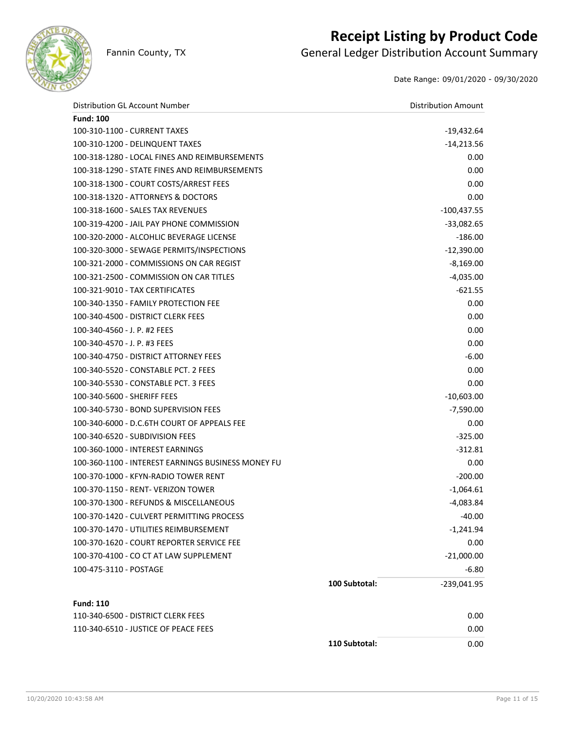# Receipt Listing by Product Code

Fannin County, TX

## General Ledger Distribution Account Summary

Date Range: 09/01/2020 - 09/30/2020

| Distribution GL Account Number | | Distribution Amount |
|---|---|---|
| **Fund: 100** | | |
| 100-310-1100 - CURRENT TAXES | | -19,432.64 |
| 100-310-1200 - DELINQUENT TAXES | | -14,213.56 |
| 100-318-1280 - LOCAL FINES AND REIMBURSEMENTS | | 0.00 |
| 100-318-1290 - STATE FINES AND REIMBURSEMENTS | | 0.00 |
| 100-318-1300 - COURT COSTS/ARREST FEES | | 0.00 |
| 100-318-1320 - ATTORNEYS & DOCTORS | | 0.00 |
| 100-318-1600 - SALES TAX REVENUES | | -100,437.55 |
| 100-319-4200 - JAIL PAY PHONE COMMISSION | | -33,082.65 |
| 100-320-2000 - ALCOHLIC BEVERAGE LICENSE | | -186.00 |
| 100-320-3000 - SEWAGE PERMITS/INSPECTIONS | | -12,390.00 |
| 100-321-2000 - COMMISSIONS ON CAR REGIST | | -8,169.00 |
| 100-321-2500 - COMMISSION ON CAR TITLES | | -4,035.00 |
| 100-321-9010 - TAX CERTIFICATES | | -621.55 |
| 100-340-1350 - FAMILY PROTECTION FEE | | 0.00 |
| 100-340-4500 - DISTRICT CLERK FEES | | 0.00 |
| 100-340-4560 - J. P. #2 FEES | | 0.00 |
| 100-340-4570 - J. P. #3 FEES | | 0.00 |
| 100-340-4750 - DISTRICT ATTORNEY FEES | | -6.00 |
| 100-340-5520 - CONSTABLE PCT. 2 FEES | | 0.00 |
| 100-340-5530 - CONSTABLE PCT. 3 FEES | | 0.00 |
| 100-340-5600 - SHERIFF FEES | | -10,603.00 |
| 100-340-5730 - BOND SUPERVISION FEES | | -7,590.00 |
| 100-340-6000 - D.C.6TH COURT OF APPEALS FEE | | 0.00 |
| 100-340-6520 - SUBDIVISION FEES | | -325.00 |
| 100-360-1000 - INTEREST EARNINGS | | -312.81 |
| 100-360-1100 - INTEREST EARNINGS BUSINESS MONEY FU | | 0.00 |
| 100-370-1000 - KFYN-RADIO TOWER RENT | | -200.00 |
| 100-370-1150 - RENT- VERIZON TOWER | | -1,064.61 |
| 100-370-1300 - REFUNDS & MISCELLANEOUS | | -4,083.84 |
| 100-370-1420 - CULVERT PERMITTING PROCESS | | -40.00 |
| 100-370-1470 - UTILITIES REIMBURSEMENT | | -1,241.94 |
| 100-370-1620 - COURT REPORTER SERVICE FEE | | 0.00 |
| 100-370-4100 - CO CT AT LAW SUPPLEMENT | | -21,000.00 |
| 100-475-3110 - POSTAGE | | -6.80 |
| | **100 Subtotal:** | -239,041.95 |
| **Fund: 110** | | |
| 110-340-6500 - DISTRICT CLERK FEES | | 0.00 |
| 110-340-6510 - JUSTICE OF PEACE FEES | | 0.00 |
| | **110 Subtotal:** | 0.00 |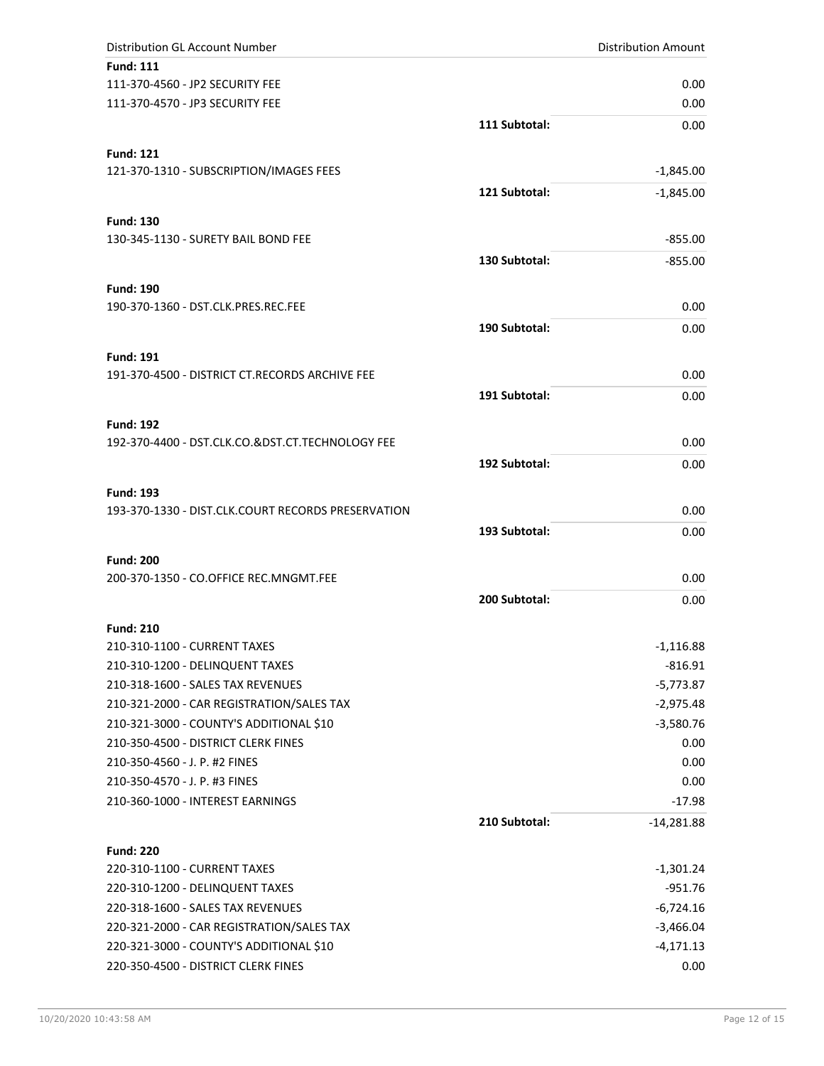| Distribution GL Account Number | | Distribution Amount |
|---|---|---|
| **Fund: 111** | | |
| 111-370-4560 - JP2 SECURITY FEE | | 0.00 |
| 111-370-4570 - JP3 SECURITY FEE | | 0.00 |
| | **111 Subtotal:** | 0.00 |
| **Fund: 121** | | |
| 121-370-1310 - SUBSCRIPTION/IMAGES FEES | | -1,845.00 |
| | **121 Subtotal:** | -1,845.00 |
| **Fund: 130** | | |
| 130-345-1130 - SURETY BAIL BOND FEE | | -855.00 |
| | **130 Subtotal:** | -855.00 |
| **Fund: 190** | | |
| 190-370-1360 - DST.CLK.PRES.REC.FEE | | 0.00 |
| | **190 Subtotal:** | 0.00 |
| **Fund: 191** | | |
| 191-370-4500 - DISTRICT CT.RECORDS ARCHIVE FEE | | 0.00 |
| | **191 Subtotal:** | 0.00 |
| **Fund: 192** | | |
| 192-370-4400 - DST.CLK.CO.&DST.CT.TECHNOLOGY FEE | | 0.00 |
| | **192 Subtotal:** | 0.00 |
| **Fund: 193** | | |
| 193-370-1330 - DIST.CLK.COURT RECORDS PRESERVATION | | 0.00 |
| | **193 Subtotal:** | 0.00 |
| **Fund: 200** | | |
| 200-370-1350 - CO.OFFICE REC.MNGMT.FEE | | 0.00 |
| | **200 Subtotal:** | 0.00 |
| **Fund: 210** | | |
| 210-310-1100 - CURRENT TAXES | | -1,116.88 |
| 210-310-1200 - DELINQUENT TAXES | | -816.91 |
| 210-318-1600 - SALES TAX REVENUES | | -5,773.87 |
| 210-321-2000 - CAR REGISTRATION/SALES TAX | | -2,975.48 |
| 210-321-3000 - COUNTY'S ADDITIONAL $10 | | -3,580.76 |
| 210-350-4500 - DISTRICT CLERK FINES | | 0.00 |
| 210-350-4560 - J. P. #2 FINES | | 0.00 |
| 210-350-4570 - J. P. #3 FINES | | 0.00 |
| 210-360-1000 - INTEREST EARNINGS | | -17.98 |
| | **210 Subtotal:** | -14,281.88 |
| **Fund: 220** | | |
| 220-310-1100 - CURRENT TAXES | | -1,301.24 |
| 220-310-1200 - DELINQUENT TAXES | | -951.76 |
| 220-318-1600 - SALES TAX REVENUES | | -6,724.16 |
| 220-321-2000 - CAR REGISTRATION/SALES TAX | | -3,466.04 |
| 220-321-3000 - COUNTY'S ADDITIONAL $10 | | -4,171.13 |
| 220-350-4500 - DISTRICT CLERK FINES | | 0.00 |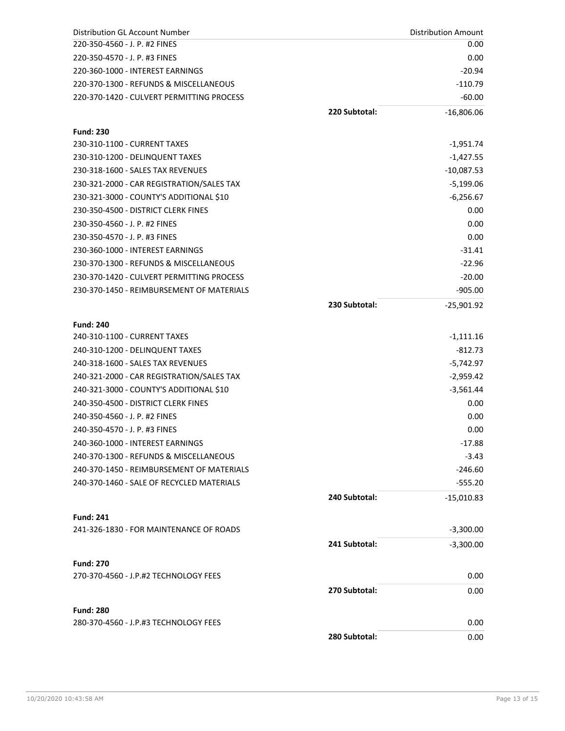| Distribution GL Account Number | | Distribution Amount |
|---|---|---|
| 220-350-4560 - J. P. #2 FINES | | 0.00 |
| 220-350-4570 - J. P. #3 FINES | | 0.00 |
| 220-360-1000 - INTEREST EARNINGS | | -20.94 |
| 220-370-1300 - REFUNDS & MISCELLANEOUS | | -110.79 |
| 220-370-1420 - CULVERT PERMITTING PROCESS | | -60.00 |
| | **220 Subtotal:** | -16,806.06 |
| **Fund: 230** | | |
| 230-310-1100 - CURRENT TAXES | | -1,951.74 |
| 230-310-1200 - DELINQUENT TAXES | | -1,427.55 |
| 230-318-1600 - SALES TAX REVENUES | | -10,087.53 |
| 230-321-2000 - CAR REGISTRATION/SALES TAX | | -5,199.06 |
| 230-321-3000 - COUNTY'S ADDITIONAL $10 | | -6,256.67 |
| 230-350-4500 - DISTRICT CLERK FINES | | 0.00 |
| 230-350-4560 - J. P. #2 FINES | | 0.00 |
| 230-350-4570 - J. P. #3 FINES | | 0.00 |
| 230-360-1000 - INTEREST EARNINGS | | -31.41 |
| 230-370-1300 - REFUNDS & MISCELLANEOUS | | -22.96 |
| 230-370-1420 - CULVERT PERMITTING PROCESS | | -20.00 |
| 230-370-1450 - REIMBURSEMENT OF MATERIALS | | -905.00 |
| | **230 Subtotal:** | -25,901.92 |
| **Fund: 240** | | |
| 240-310-1100 - CURRENT TAXES | | -1,111.16 |
| 240-310-1200 - DELINQUENT TAXES | | -812.73 |
| 240-318-1600 - SALES TAX REVENUES | | -5,742.97 |
| 240-321-2000 - CAR REGISTRATION/SALES TAX | | -2,959.42 |
| 240-321-3000 - COUNTY'S ADDITIONAL $10 | | -3,561.44 |
| 240-350-4500 - DISTRICT CLERK FINES | | 0.00 |
| 240-350-4560 - J. P. #2 FINES | | 0.00 |
| 240-350-4570 - J. P. #3 FINES | | 0.00 |
| 240-360-1000 - INTEREST EARNINGS | | -17.88 |
| 240-370-1300 - REFUNDS & MISCELLANEOUS | | -3.43 |
| 240-370-1450 - REIMBURSEMENT OF MATERIALS | | -246.60 |
| 240-370-1460 - SALE OF RECYCLED MATERIALS | | -555.20 |
| | **240 Subtotal:** | -15,010.83 |
| **Fund: 241** | | |
| 241-326-1830 - FOR MAINTENANCE OF ROADS | | -3,300.00 |
| | **241 Subtotal:** | -3,300.00 |
| **Fund: 270** | | |
| 270-370-4560 - J.P.#2 TECHNOLOGY FEES | | 0.00 |
| | **270 Subtotal:** | 0.00 |
| **Fund: 280** | | |
| 280-370-4560 - J.P.#3 TECHNOLOGY FEES | | 0.00 |
| | **280 Subtotal:** | 0.00 |

10/20/2020 10:43:58 AM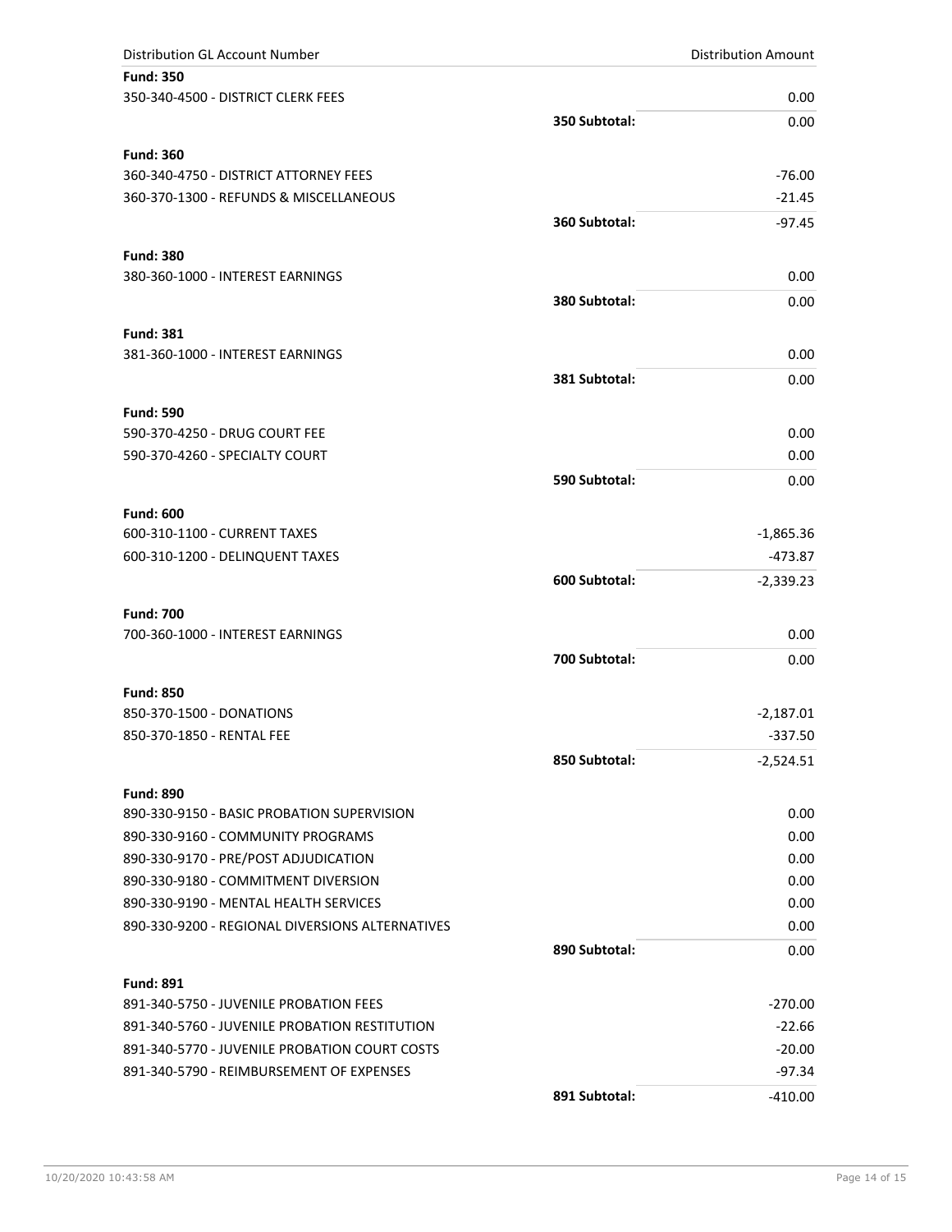| Distribution GL Account Number | | Distribution Amount |
|---|---|---|
| **Fund: 350** | | |
| 350-340-4500 - DISTRICT CLERK FEES | | 0.00 |
| | **350 Subtotal:** | 0.00 |
| **Fund: 360** | | |
| 360-340-4750 - DISTRICT ATTORNEY FEES | | -76.00 |
| 360-370-1300 - REFUNDS & MISCELLANEOUS | | -21.45 |
| | **360 Subtotal:** | -97.45 |
| **Fund: 380** | | |
| 380-360-1000 - INTEREST EARNINGS | | 0.00 |
| | **380 Subtotal:** | 0.00 |
| **Fund: 381** | | |
| 381-360-1000 - INTEREST EARNINGS | | 0.00 |
| | **381 Subtotal:** | 0.00 |
| **Fund: 590** | | |
| 590-370-4250 - DRUG COURT FEE | | 0.00 |
| 590-370-4260 - SPECIALTY COURT | | 0.00 |
| | **590 Subtotal:** | 0.00 |
| **Fund: 600** | | |
| 600-310-1100 - CURRENT TAXES | | -1,865.36 |
| 600-310-1200 - DELINQUENT TAXES | | -473.87 |
| | **600 Subtotal:** | -2,339.23 |
| **Fund: 700** | | |
| 700-360-1000 - INTEREST EARNINGS | | 0.00 |
| | **700 Subtotal:** | 0.00 |
| **Fund: 850** | | |
| 850-370-1500 - DONATIONS | | -2,187.01 |
| 850-370-1850 - RENTAL FEE | | -337.50 |
| | **850 Subtotal:** | -2,524.51 |
| **Fund: 890** | | |
| 890-330-9150 - BASIC PROBATION SUPERVISION | | 0.00 |
| 890-330-9160 - COMMUNITY PROGRAMS | | 0.00 |
| 890-330-9170 - PRE/POST ADJUDICATION | | 0.00 |
| 890-330-9180 - COMMITMENT DIVERSION | | 0.00 |
| 890-330-9190 - MENTAL HEALTH SERVICES | | 0.00 |
| 890-330-9200 - REGIONAL DIVERSIONS ALTERNATIVES | | 0.00 |
| | **890 Subtotal:** | 0.00 |
| **Fund: 891** | | |
| 891-340-5750 - JUVENILE PROBATION FEES | | -270.00 |
| 891-340-5760 - JUVENILE PROBATION RESTITUTION | | -22.66 |
| 891-340-5770 - JUVENILE PROBATION COURT COSTS | | -20.00 |
| 891-340-5790 - REIMBURSEMENT OF EXPENSES | | -97.34 |
| | **891 Subtotal:** | -410.00 |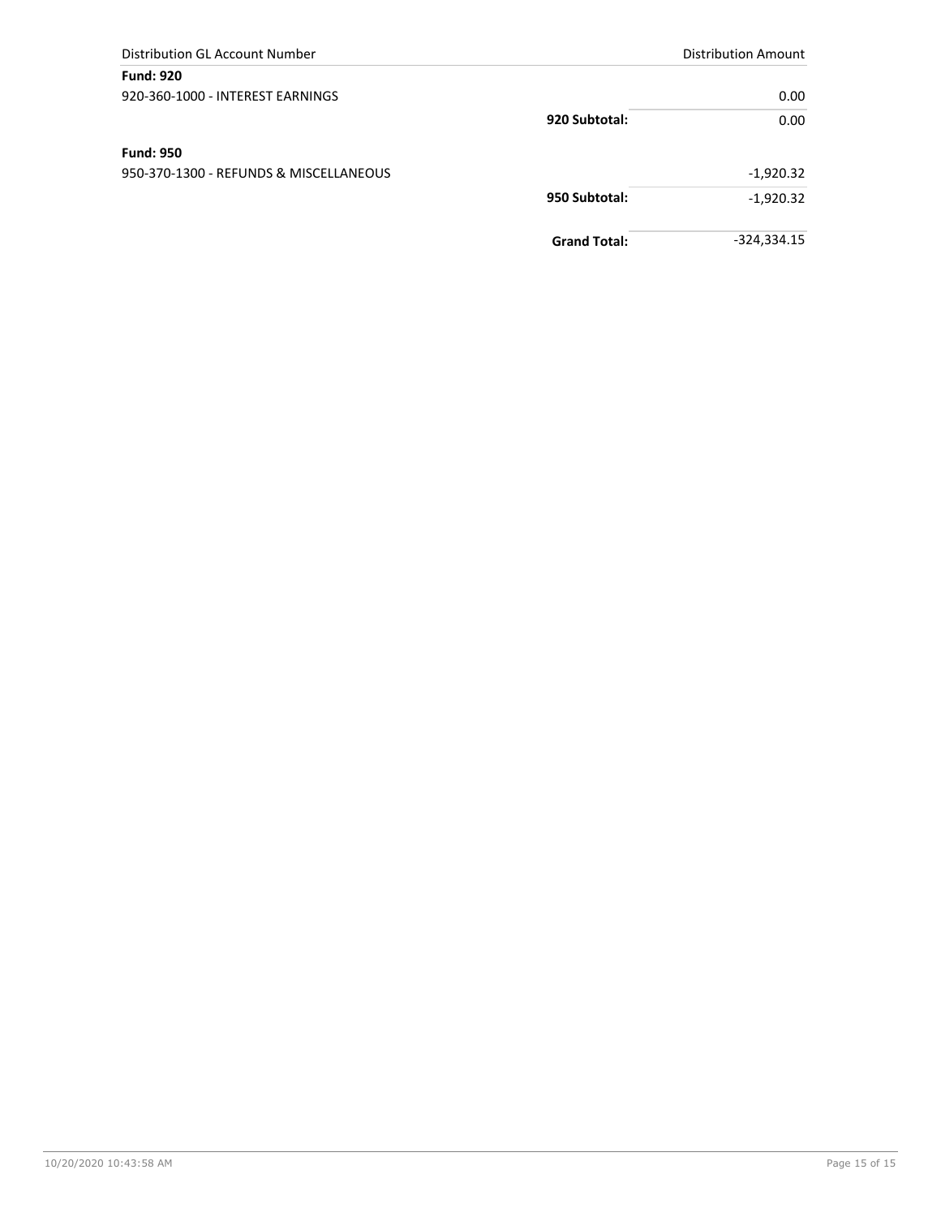| Distribution GL Account Number | | Distribution Amount |
| --- | --- | --- |
| **Fund: 920** | | |
| 920-360-1000 - INTEREST EARNINGS | | 0.00 |
| | **920 Subtotal:** | 0.00 |
| **Fund: 950** | | |
| 950-370-1300 - REFUNDS & MISCELLANEOUS | | -1,920.32 |
| | **950 Subtotal:** | -1,920.32 |
| | **Grand Total:** | -324,334.15 |

10/20/2020 10:43:58 AM